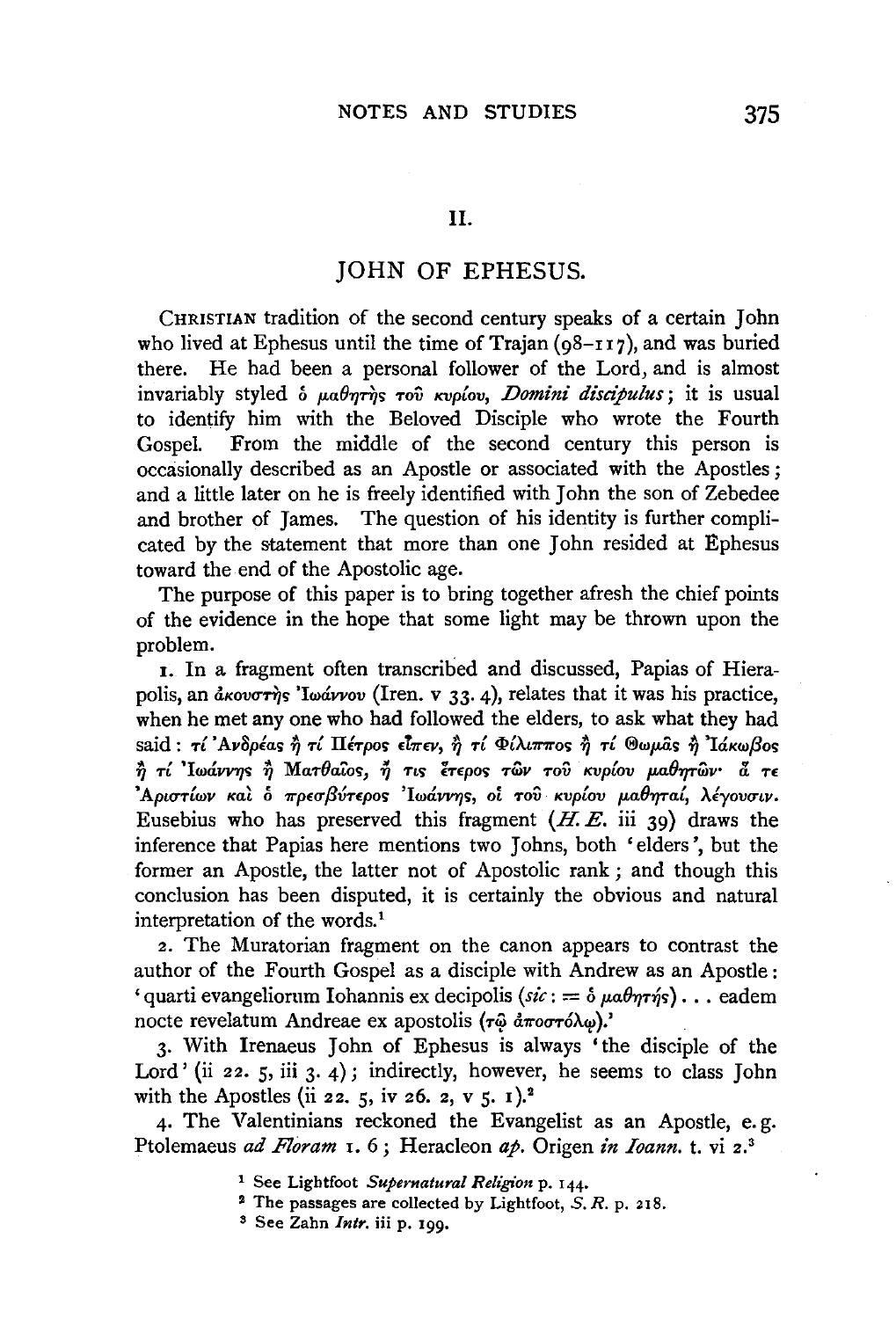## II.

# JOHN OF EPHESUS.

CHRISTIAN tradition of the second century speaks of a certain John who lived at Ephesus until the time of Trajan (98–117), and was buried there. He had been a personal follower of the Lord, and is almost invariably styled ὁ μαθητὴς τοῦ κυρίου, *Domini discipulus*; it is usual to identify him with the Beloved Disciple who wrote the Fourth Gospel. From the middle of the second century this person is occasionally described as an Apostle or associated with the Apostles; and a little later on he is freely identified with John the son of Zebedee and brother of James. The question of his identity is further complicated by the statement that more than one John resided at Ephesus toward the end of the Apostolic age.

The purpose of this paper is to bring together afresh the chief points of the evidence in the hope that some light may be thrown upon the problem.

1. In a fragment often transcribed and discussed, Papias of Hierapolis, an ἀκουστὴς Ἰωάννου (Iren. v 33. 4), relates that it was his practice, when he met any one who had followed the elders, to ask what they had said: *τί Ἀνδρέας ἢ τί Πέτρος εἶπεν, ἢ τί Φίλιππος ἢ τί Θωμᾶς ἢ Ἰάκωβος ἢ τί Ἰωάννης ἢ Ματθαῖος, ἤ τις ἕτερος τῶν τοῦ κυρίου μαθητῶν· ἅ τε Ἀριστίων καὶ ὁ πρεσβύτερος Ἰωάννης, οἱ τοῦ κυρίου μαθηταί, λέγουσιν.* Eusebius who has preserved this fragment (*H. E.* iii 39) draws the inference that Papias here mentions two Johns, both 'elders', but the former an Apostle, the latter not of Apostolic rank; and though this conclusion has been disputed, it is certainly the obvious and natural interpretation of the words.[1]

2. The Muratorian fragment on the canon appears to contrast the author of the Fourth Gospel as a disciple with Andrew as an Apostle: 'quarti evangeliorum Iohannis ex decipolis (*sic*: = ὁ μαθητής) . . . eadem nocte revelatum Andreae ex apostolis (τῷ ἀποστόλῳ).'

3. With Irenaeus John of Ephesus is always 'the disciple of the Lord' (ii 22. 5, iii 3. 4); indirectly, however, he seems to class John with the Apostles (ii 22. 5, iv 26. 2, v 5. 1).[2]

4. The Valentinians reckoned the Evangelist as an Apostle, e. g. Ptolemaeus *ad Floram* 1. 6; Heracleon *ap.* Origen *in Ioann.* t. vi 2.[3]

[1] See Lightfoot *Supernatural Religion* p. 144.

[2] The passages are collected by Lightfoot, *S. R.* p. 218.

[3] See Zahn *Intr.* iii p. 199.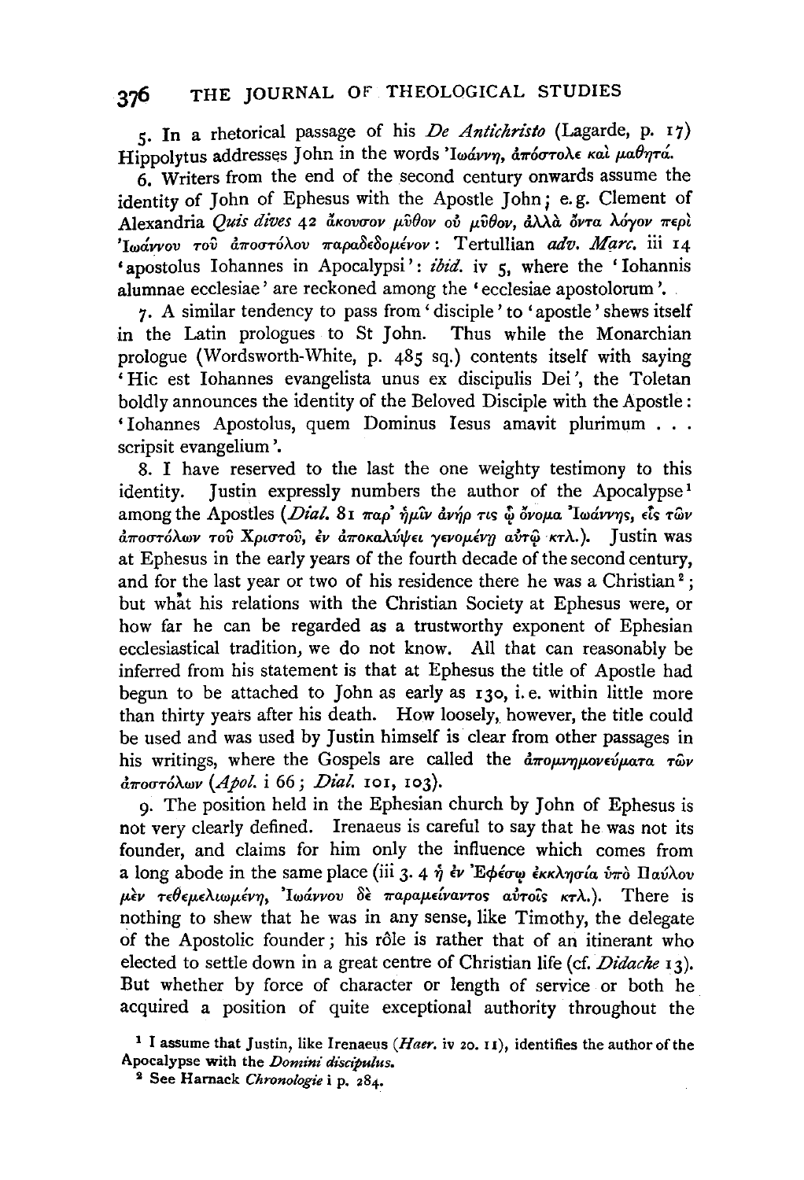5. In a rhetorical passage of his *De Antichristo* (Lagarde, p. 17) Hippolytus addresses John in the words Ἰωάννη, ἀπόστολε καὶ μαθητά.

6. Writers from the end of the second century onwards assume the identity of John of Ephesus with the Apostle John; e.g. Clement of Alexandria *Quis dives* 42 ἄκουσον μῦθον οὐ μῦθον, ἀλλὰ ὄντα λόγον περὶ Ἰωάννου τοῦ ἀποστόλου παραδεδομένον: Tertullian *adv. Marc.* iii 14 'apostolus Iohannes in Apocalypsi': *ibid.* iv 5, where the 'Iohannis alumnae ecclesiae' are reckoned among the 'ecclesiae apostolorum'.

7. A similar tendency to pass from 'disciple' to 'apostle' shews itself in the Latin prologues to St John. Thus while the Monarchian prologue (Wordsworth-White, p. 485 sq.) contents itself with saying 'Hic est Iohannes evangelista unus ex discipulis Dei', the Toletan boldly announces the identity of the Beloved Disciple with the Apostle: 'Iohannes Apostolus, quem Dominus Iesus amavit plurimum . . . scripsit evangelium'.

8. I have reserved to the last the one weighty testimony to this identity. Justin expressly numbers the author of the Apocalypse[1] among the Apostles (*Dial.* 81 παρ' ἡμῖν ἀνήρ τις ᾧ ὄνομα Ἰωάννης, εἷς τῶν ἀποστόλων τοῦ Χριστοῦ, ἐν ἀποκαλύψει γενομένῃ αὐτῷ κτλ.). Justin was at Ephesus in the early years of the fourth decade of the second century, and for the last year or two of his residence there he was a Christian[2]; but what his relations with the Christian Society at Ephesus were, or how far he can be regarded as a trustworthy exponent of Ephesian ecclesiastical tradition, we do not know. All that can reasonably be inferred from his statement is that at Ephesus the title of Apostle had begun to be attached to John as early as 130, i.e. within little more than thirty years after his death. How loosely, however, the title could be used and was used by Justin himself is clear from other passages in his writings, where the Gospels are called the ἀπομνημονεύματα τῶν ἀποστόλων (*Apol.* i 66; *Dial.* 101, 103).

9. The position held in the Ephesian church by John of Ephesus is not very clearly defined. Irenaeus is careful to say that he was not its founder, and claims for him only the influence which comes from a long abode in the same place (iii 3. 4 ἡ ἐν Ἐφέσῳ ἐκκλησία ὑπὸ Παύλου μὲν τεθεμελιωμένη, Ἰωάννου δὲ παραμείναντος αὐτοῖς κτλ.). There is nothing to shew that he was in any sense, like Timothy, the delegate of the Apostolic founder; his rôle is rather that of an itinerant who elected to settle down in a great centre of Christian life (cf. *Didache* 13). But whether by force of character or length of service or both he acquired a position of quite exceptional authority throughout the

[1] I assume that Justin, like Irenaeus (*Haer.* iv 20. 11), identifies the author of the Apocalypse with the *Domini discipulus*.

[2] See Harnack *Chronologie* i p. 284.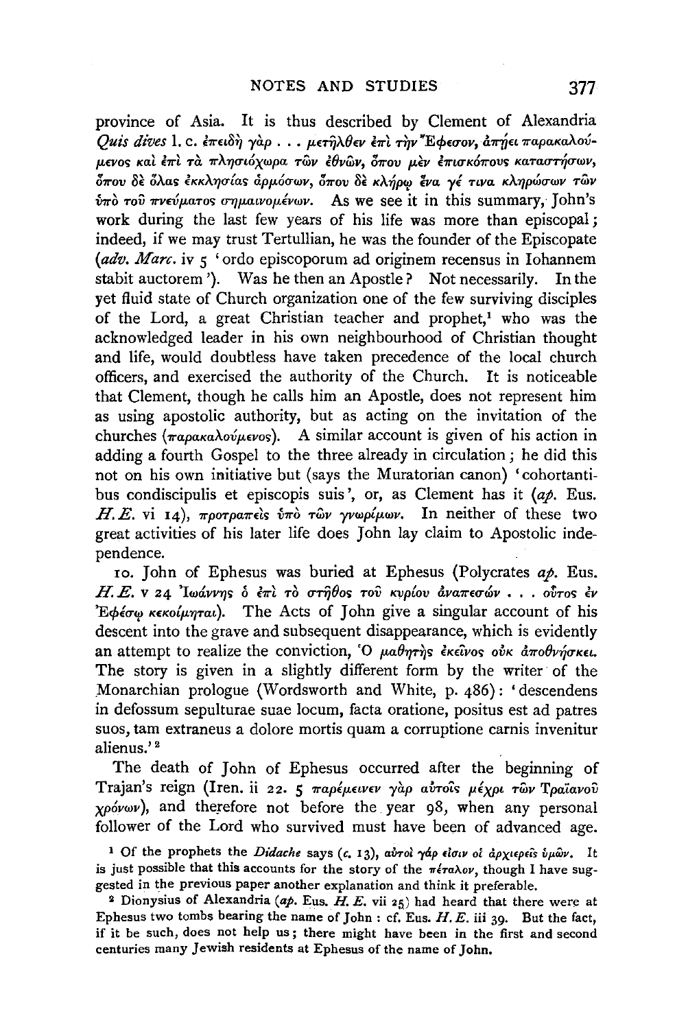province of Asia. It is thus described by Clement of Alexandria *Quis dives* l. c. ἐπειδὴ γὰρ . . . μετῆλθεν ἐπὶ τὴν Ἔφεσον, ἀπῄει παρακαλούμενος καὶ ἐπὶ τὰ πλησιόχωρα τῶν ἐθνῶν, ὅπου μὲν ἐπισκόπους καταστήσων, ὅπου δὲ ὅλας ἐκκλησίας ἁρμόσων, ὅπου δὲ κλήρῳ ἕνα γέ τινα κληρώσων τῶν ὑπὸ τοῦ πνεύματος σημαινομένων. As we see it in this summary, John's work during the last few years of his life was more than episcopal; indeed, if we may trust Tertullian, he was the founder of the Episcopate (*adv. Marc.* iv 5 'ordo episcoporum ad originem recensus in Iohannem stabit auctorem'). Was he then an Apostle? Not necessarily. In the yet fluid state of Church organization one of the few surviving disciples of the Lord, a great Christian teacher and prophet,[1] who was the acknowledged leader in his own neighbourhood of Christian thought and life, would doubtless have taken precedence of the local church officers, and exercised the authority of the Church. It is noticeable that Clement, though he calls him an Apostle, does not represent him as using apostolic authority, but as acting on the invitation of the churches (παρακαλούμενος). A similar account is given of his action in adding a fourth Gospel to the three already in circulation; he did this not on his own initiative but (says the Muratorian canon) 'cohortantibus condiscipulis et episcopis suis', or, as Clement has it (*ap.* Eus. *H. E.* vi 14), προτραπεὶς ὑπὸ τῶν γνωρίμων. In neither of these two great activities of his later life does John lay claim to Apostolic independence.

10. John of Ephesus was buried at Ephesus (Polycrates *ap.* Eus. *H. E.* v 24 Ἰωάννης ὁ ἐπὶ τὸ στῆθος τοῦ κυρίου ἀναπεσών . . . οὗτος ἐν Ἐφέσῳ κεκοίμηται). The Acts of John give a singular account of his descent into the grave and subsequent disappearance, which is evidently an attempt to realize the conviction, Ὁ μαθητὴς ἐκεῖνος οὐκ ἀποθνήσκει. The story is given in a slightly different form by the writer of the Monarchian prologue (Wordsworth and White, p. 486): 'descendens in defossum sepulturae suae locum, facta oratione, positus est ad patres suos, tam extraneus a dolore mortis quam a corruptione carnis invenitur alienus.'[2]

The death of John of Ephesus occurred after the beginning of Trajan's reign (Iren. ii 22. 5 παρέμεινεν γὰρ αὐτοῖς μέχρι τῶν Τραϊανοῦ χρόνων), and therefore not before the year 98, when any personal follower of the Lord who survived must have been of advanced age.

[1] Of the prophets the *Didache* says (*c.* 13), αὐτοὶ γάρ εἰσιν οἱ ἀρχιερεῖς ὑμῶν. It is just possible that this accounts for the story of the πέταλον, though I have suggested in the previous paper another explanation and think it preferable.

[2] Dionysius of Alexandria (*ap.* Eus. *H. E.* vii 25) had heard that there were at Ephesus two tombs bearing the name of John: cf. Eus. *H. E.* iii 39. But the fact, if it be such, does not help us; there might have been in the first and second centuries many Jewish residents at Ephesus of the name of John.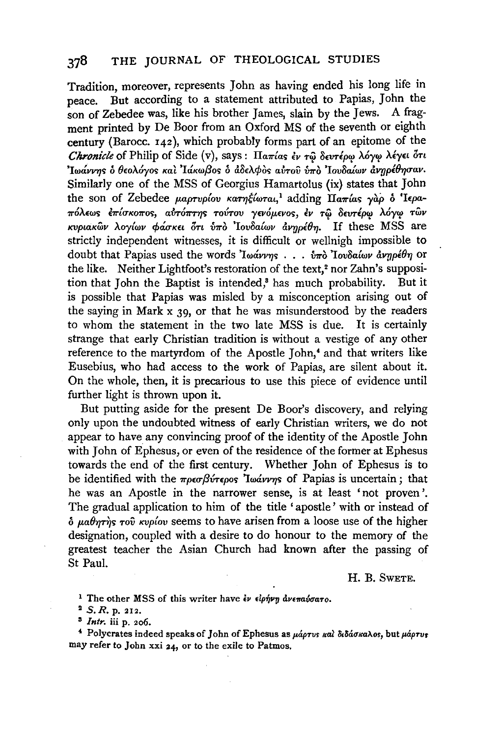Tradition, moreover, represents John as having ended his long life in peace. But according to a statement attributed to Papias, John the son of Zebedee was, like his brother James, slain by the Jews. A fragment printed by De Boor from an Oxford MS of the seventh or eighth century (Barocc. 142), which probably forms part of an epitome of the *Chronicle* of Philip of Side (v), says: Παπίας ἐν τῷ δευτέρῳ λόγῳ λέγει ὅτι Ἰωάννης ὁ θεολόγος καὶ Ἰάκωβος ὁ ἀδελφὸς αὐτοῦ ὑπὸ Ἰουδαίων ἀνῃρέθησαν. Similarly one of the MSS of Georgius Hamartolus (ix) states that John the son of Zebedee μαρτυρίου κατηξίωται,[1] adding Παπίας γὰρ ὁ Ἱεραπόλεως ἐπίσκοπος, αὐτόπτης τούτου γενόμενος, ἐν τῷ δευτέρῳ λόγῳ τῶν κυριακῶν λογίων φάσκει ὅτι ὑπὸ Ἰουδαίων ἀνῃρέθη. If these MSS are strictly independent witnesses, it is difficult or wellnigh impossible to doubt that Papias used the words Ἰωάννης . . . ὑπὸ Ἰουδαίων ἀνῃρέθη or the like. Neither Lightfoot's restoration of the text,[2] nor Zahn's supposition that John the Baptist is intended,[3] has much probability. But it is possible that Papias was misled by a misconception arising out of the saying in Mark x 39, or that he was misunderstood by the readers to whom the statement in the two late MSS is due. It is certainly strange that early Christian tradition is without a vestige of any other reference to the martyrdom of the Apostle John,[4] and that writers like Eusebius, who had access to the work of Papias, are silent about it. On the whole, then, it is precarious to use this piece of evidence until further light is thrown upon it.

But putting aside for the present De Boor's discovery, and relying only upon the undoubted witness of early Christian writers, we do not appear to have any convincing proof of the identity of the Apostle John with John of Ephesus, or even of the residence of the former at Ephesus towards the end of the first century. Whether John of Ephesus is to be identified with the πρεσβύτερος Ἰωάννης of Papias is uncertain; that he was an Apostle in the narrower sense, is at least 'not proven'. The gradual application to him of the title 'apostle' with or instead of ὁ μαθητὴς τοῦ κυρίου seems to have arisen from a loose use of the higher designation, coupled with a desire to do honour to the memory of the greatest teacher the Asian Church had known after the passing of St Paul.

H. B. SWETE.

---

[1] The other MSS of this writer have ἐν εἰρήνῃ ἀνεπαύσατο.

[2] *S. R.* p. 212.

[3] *Intr.* iii p. 206.

[4] Polycrates indeed speaks of John of Ephesus as μάρτυς καὶ διδάσκαλος, but μάρτυς may refer to John xxi 24, or to the exile to Patmos.